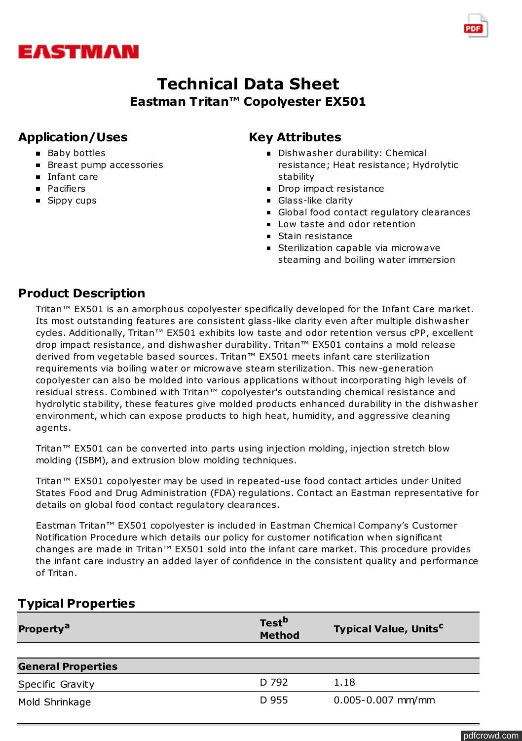EASTMAN

# Technical Data Sheet
## Eastman Tritan™ Copolyester EX501

### Application/Uses

- Baby bottles
- Breast pump accessories
- Infant care
- Pacifiers
- Sippy cups

### Key Attributes

- Dishwasher durability: Chemical resistance; Heat resistance; Hydrolytic stability
- Drop impact resistance
- Glass-like clarity
- Global food contact regulatory clearances
- Low taste and odor retention
- Stain resistance
- Sterilization capable via microwave steaming and boiling water immersion

### Product Description

Tritan™ EX501 is an amorphous copolyester specifically developed for the Infant Care market. Its most outstanding features are consistent glass-like clarity even after multiple dishwasher cycles. Additionally, Tritan™ EX501 exhibits low taste and odor retention versus cPP, excellent drop impact resistance, and dishwasher durability. Tritan™ EX501 contains a mold release derived from vegetable based sources. Tritan™ EX501 meets infant care sterilization requirements via boiling water or microwave steam sterilization. This new-generation copolyester can also be molded into various applications without incorporating high levels of residual stress. Combined with Tritan™ copolyester's outstanding chemical resistance and hydrolytic stability, these features give molded products enhanced durability in the dishwasher environment, which can expose products to high heat, humidity, and aggressive cleaning agents.

Tritan™ EX501 can be converted into parts using injection molding, injection stretch blow molding (ISBM), and extrusion blow molding techniques.

Tritan™ EX501 copolyester may be used in repeated-use food contact articles under United States Food and Drug Administration (FDA) regulations. Contact an Eastman representative for details on global food contact regulatory clearances.

Eastman Tritan™ EX501 copolyester is included in Eastman Chemical Company's Customer Notification Procedure which details our policy for customer notification when significant changes are made in Tritan™ EX501 sold into the infant care market. This procedure provides the infant care industry an added layer of confidence in the consistent quality and performance of Tritan.

### Typical Properties

| Property[a] | Test[b] Method | Typical Value, Units[c] |
|---|---|---|
| **General Properties** | | |
| Specific Gravity | D 792 | 1.18 |
| Mold Shrinkage | D 955 | 0.005-0.007 mm/mm |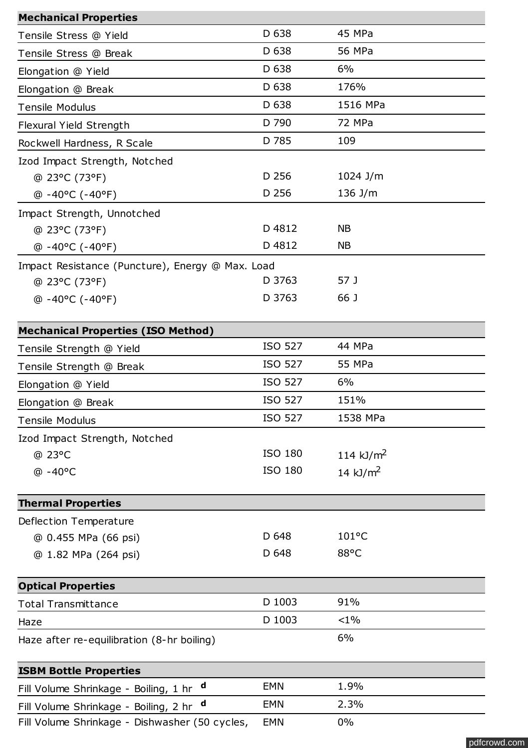| Mechanical Properties | | |
|---|---|---|
| Tensile Stress @ Yield | D 638 | 45 MPa |
| Tensile Stress @ Break | D 638 | 56 MPa |
| Elongation @ Yield | D 638 | 6% |
| Elongation @ Break | D 638 | 176% |
| Tensile Modulus | D 638 | 1516 MPa |
| Flexural Yield Strength | D 790 | 72 MPa |
| Rockwell Hardness, R Scale | D 785 | 109 |
| Izod Impact Strength, Notched | | |
| @ 23°C (73°F) | D 256 | 1024 J/m |
| @ -40°C (-40°F) | D 256 | 136 J/m |
| Impact Strength, Unnotched | | |
| @ 23°C (73°F) | D 4812 | NB |
| @ -40°C (-40°F) | D 4812 | NB |
| Impact Resistance (Puncture), Energy @ Max. Load | | |
| @ 23°C (73°F) | D 3763 | 57 J |
| @ -40°C (-40°F) | D 3763 | 66 J |

| Mechanical Properties (ISO Method) | | |
|---|---|---|
| Tensile Strength @ Yield | ISO 527 | 44 MPa |
| Tensile Strength @ Break | ISO 527 | 55 MPa |
| Elongation @ Yield | ISO 527 | 6% |
| Elongation @ Break | ISO 527 | 151% |
| Tensile Modulus | ISO 527 | 1538 MPa |
| Izod Impact Strength, Notched | | |
| @ 23°C | ISO 180 | 114 kJ/m$^2$ |
| @ -40°C | ISO 180 | 14 kJ/m$^2$ |

| Thermal Properties | | |
|---|---|---|
| Deflection Temperature | | |
| @ 0.455 MPa (66 psi) | D 648 | 101°C |
| @ 1.82 MPa (264 psi) | D 648 | 88°C |

| Optical Properties | | |
|---|---|---|
| Total Transmittance | D 1003 | 91% |
| Haze | D 1003 | <1% |
| Haze after re-equilibration (8-hr boiling) | | 6% |

| ISBM Bottle Properties | | |
|---|---|---|
| Fill Volume Shrinkage - Boiling, 1 hr [d] | EMN | 1.9% |
| Fill Volume Shrinkage - Boiling, 2 hr [d] | EMN | 2.3% |
| Fill Volume Shrinkage - Dishwasher (50 cycles, | EMN | 0% |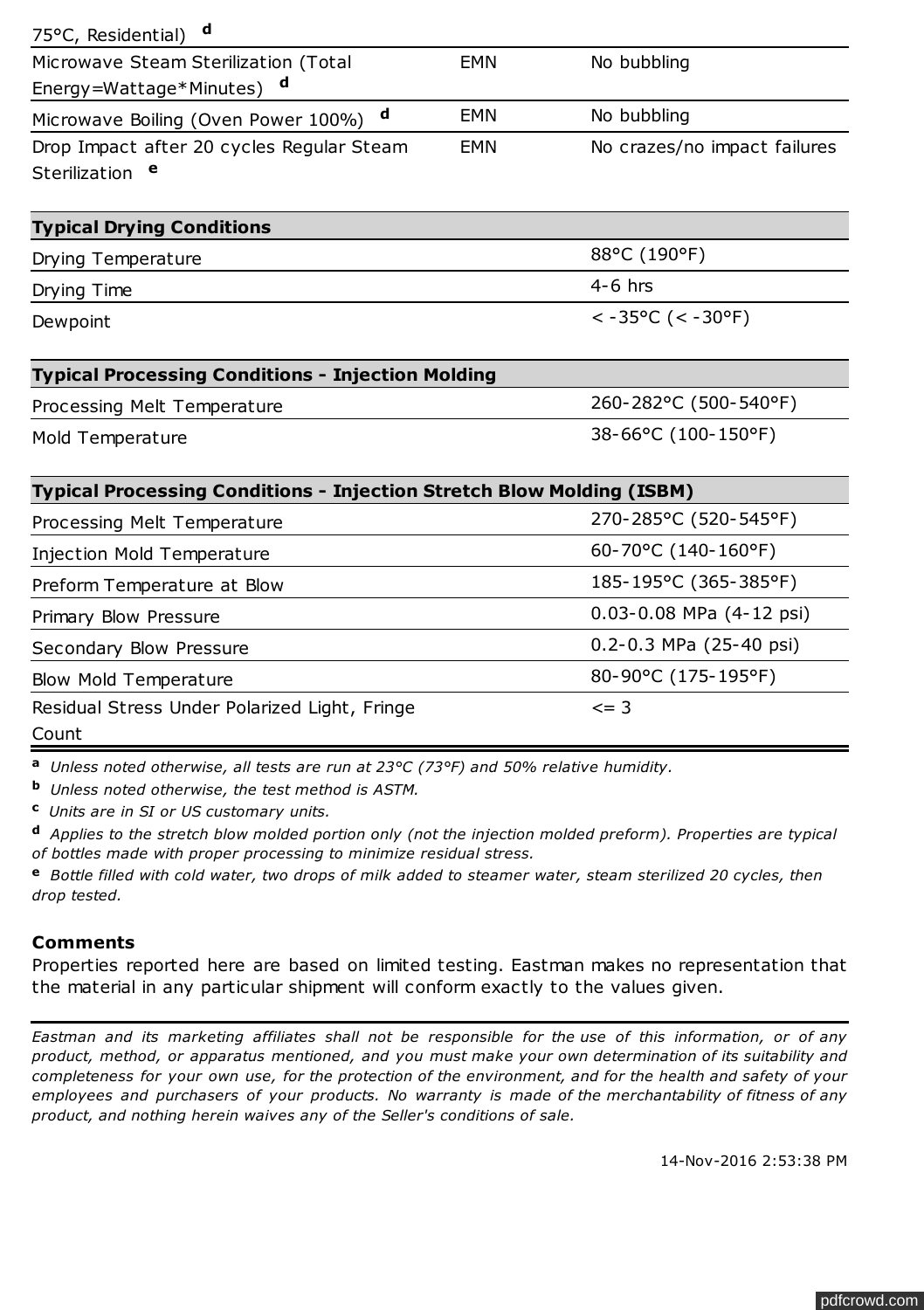| | | |
|---|---|---|
| 75°C, Residential) [d] | | |
| Microwave Steam Sterilization (Total Energy=Wattage*Minutes) [d] | EMN | No bubbling |
| Microwave Boiling (Oven Power 100%) [d] | EMN | No bubbling |
| Drop Impact after 20 cycles Regular Steam Sterilization [e] | EMN | No crazes/no impact failures |

| **Typical Drying Conditions** | |
|---|---|
| Drying Temperature | 88°C (190°F) |
| Drying Time | 4-6 hrs |
| Dewpoint | < -35°C (< -30°F) |

| **Typical Processing Conditions - Injection Molding** | |
|---|---|
| Processing Melt Temperature | 260-282°C (500-540°F) |
| Mold Temperature | 38-66°C (100-150°F) |

| **Typical Processing Conditions - Injection Stretch Blow Molding (ISBM)** | |
|---|---|
| Processing Melt Temperature | 270-285°C (520-545°F) |
| Injection Mold Temperature | 60-70°C (140-160°F) |
| Preform Temperature at Blow | 185-195°C (365-385°F) |
| Primary Blow Pressure | 0.03-0.08 MPa (4-12 psi) |
| Secondary Blow Pressure | 0.2-0.3 MPa (25-40 psi) |
| Blow Mold Temperature | 80-90°C (175-195°F) |
| Residual Stress Under Polarized Light, Fringe Count | <= 3 |

[a] *Unless noted otherwise, all tests are run at 23°C (73°F) and 50% relative humidity.*

[b] *Unless noted otherwise, the test method is ASTM.*

[c] *Units are in SI or US customary units.*

[d] *Applies to the stretch blow molded portion only (not the injection molded preform). Properties are typical of bottles made with proper processing to minimize residual stress.*

[e] *Bottle filled with cold water, two drops of milk added to steamer water, steam sterilized 20 cycles, then drop tested.*

**Comments**

Properties reported here are based on limited testing. Eastman makes no representation that the material in any particular shipment will conform exactly to the values given.

*Eastman and its marketing affiliates shall not be responsible for the use of this information, or of any product, method, or apparatus mentioned, and you must make your own determination of its suitability and completeness for your own use, for the protection of the environment, and for the health and safety of your employees and purchasers of your products. No warranty is made of the merchantability of fitness of any product, and nothing herein waives any of the Seller's conditions of sale.*

14-Nov-2016 2:53:38 PM